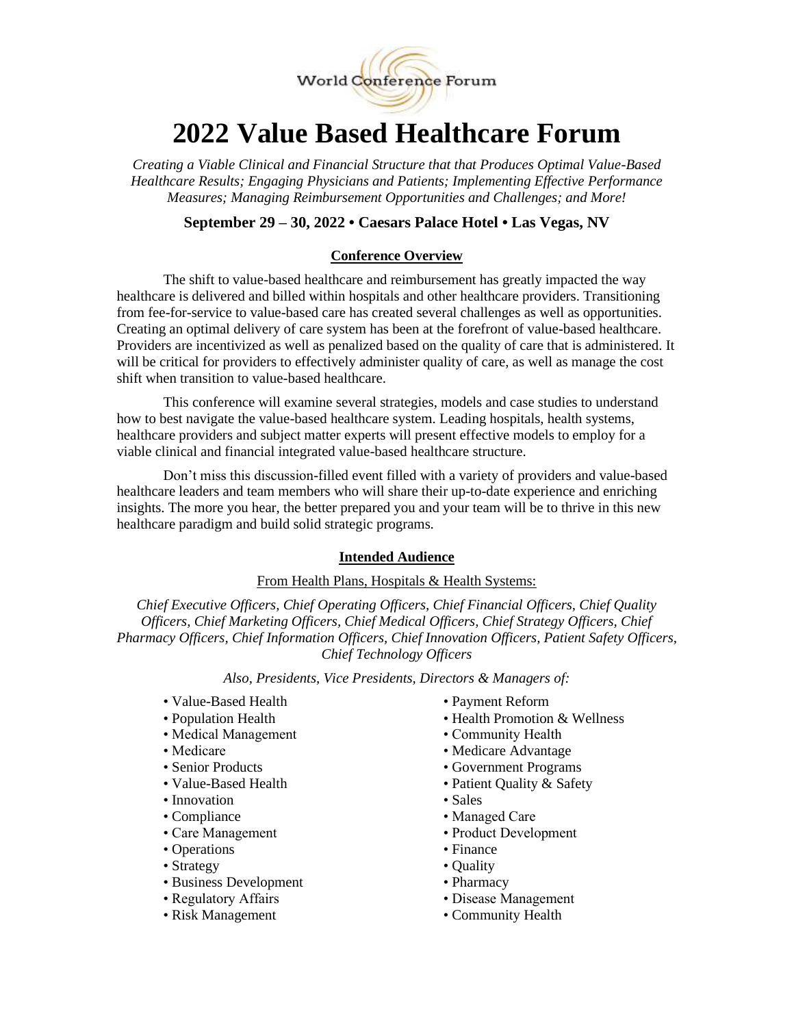World Conference Forum

# 2022 Value Based Healthcare Forum

*Creating a Viable Clinical and Financial Structure that that Produces Optimal Value-Based Healthcare Results; Engaging Physicians and Patients; Implementing Effective Performance Measures; Managing Reimbursement Opportunities and Challenges; and More!*

**September 29 – 30, 2022 • Caesars Palace Hotel • Las Vegas, NV**

## Conference Overview

The shift to value-based healthcare and reimbursement has greatly impacted the way healthcare is delivered and billed within hospitals and other healthcare providers. Transitioning from fee-for-service to value-based care has created several challenges as well as opportunities. Creating an optimal delivery of care system has been at the forefront of value-based healthcare. Providers are incentivized as well as penalized based on the quality of care that is administered. It will be critical for providers to effectively administer quality of care, as well as manage the cost shift when transition to value-based healthcare.

This conference will examine several strategies, models and case studies to understand how to best navigate the value-based healthcare system. Leading hospitals, health systems, healthcare providers and subject matter experts will present effective models to employ for a viable clinical and financial integrated value-based healthcare structure.

Don't miss this discussion-filled event filled with a variety of providers and value-based healthcare leaders and team members who will share their up-to-date experience and enriching insights. The more you hear, the better prepared you and your team will be to thrive in this new healthcare paradigm and build solid strategic programs.

## Intended Audience

From Health Plans, Hospitals & Health Systems:

*Chief Executive Officers, Chief Operating Officers, Chief Financial Officers, Chief Quality Officers, Chief Marketing Officers, Chief Medical Officers, Chief Strategy Officers, Chief Pharmacy Officers, Chief Information Officers, Chief Innovation Officers, Patient Safety Officers, Chief Technology Officers*

*Also, Presidents, Vice Presidents, Directors & Managers of:*

- Value-Based Health
- Population Health
- Medical Management
- Medicare
- Senior Products
- Value-Based Health
- Innovation
- Compliance
- Care Management
- Operations
- Strategy
- Business Development
- Regulatory Affairs
- Risk Management
- Payment Reform
- Health Promotion & Wellness
- Community Health
- Medicare Advantage
- Government Programs
- Patient Quality & Safety
- Sales
- Managed Care
- Product Development
- Finance
- Quality
- Pharmacy
- Disease Management
- Community Health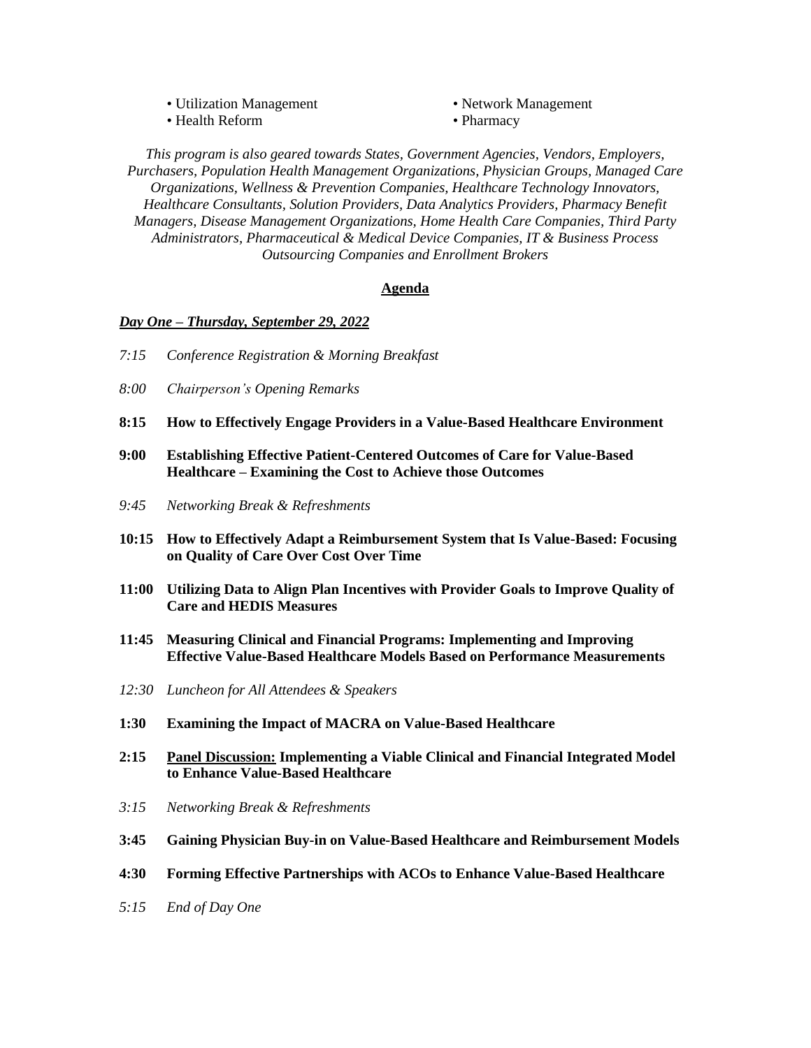- Utilization Management
- Health Reform
- Network Management
- Pharmacy

*This program is also geared towards States, Government Agencies, Vendors, Employers, Purchasers, Population Health Management Organizations, Physician Groups, Managed Care Organizations, Wellness & Prevention Companies, Healthcare Technology Innovators, Healthcare Consultants, Solution Providers, Data Analytics Providers, Pharmacy Benefit Managers, Disease Management Organizations, Home Health Care Companies, Third Party Administrators, Pharmaceutical & Medical Device Companies, IT & Business Process Outsourcing Companies and Enrollment Brokers*

## Agenda

***Day One – Thursday, September 29, 2022***

*7:15 Conference Registration & Morning Breakfast*

*8:00 Chairperson's Opening Remarks*

**8:15 How to Effectively Engage Providers in a Value-Based Healthcare Environment**

**9:00 Establishing Effective Patient-Centered Outcomes of Care for Value-Based Healthcare – Examining the Cost to Achieve those Outcomes**

*9:45 Networking Break & Refreshments*

**10:15 How to Effectively Adapt a Reimbursement System that Is Value-Based: Focusing on Quality of Care Over Cost Over Time**

**11:00 Utilizing Data to Align Plan Incentives with Provider Goals to Improve Quality of Care and HEDIS Measures**

**11:45 Measuring Clinical and Financial Programs: Implementing and Improving Effective Value-Based Healthcare Models Based on Performance Measurements**

*12:30 Luncheon for All Attendees & Speakers*

**1:30 Examining the Impact of MACRA on Value-Based Healthcare**

**2:15 Panel Discussion: Implementing a Viable Clinical and Financial Integrated Model to Enhance Value-Based Healthcare**

*3:15 Networking Break & Refreshments*

**3:45 Gaining Physician Buy-in on Value-Based Healthcare and Reimbursement Models**

**4:30 Forming Effective Partnerships with ACOs to Enhance Value-Based Healthcare**

*5:15 End of Day One*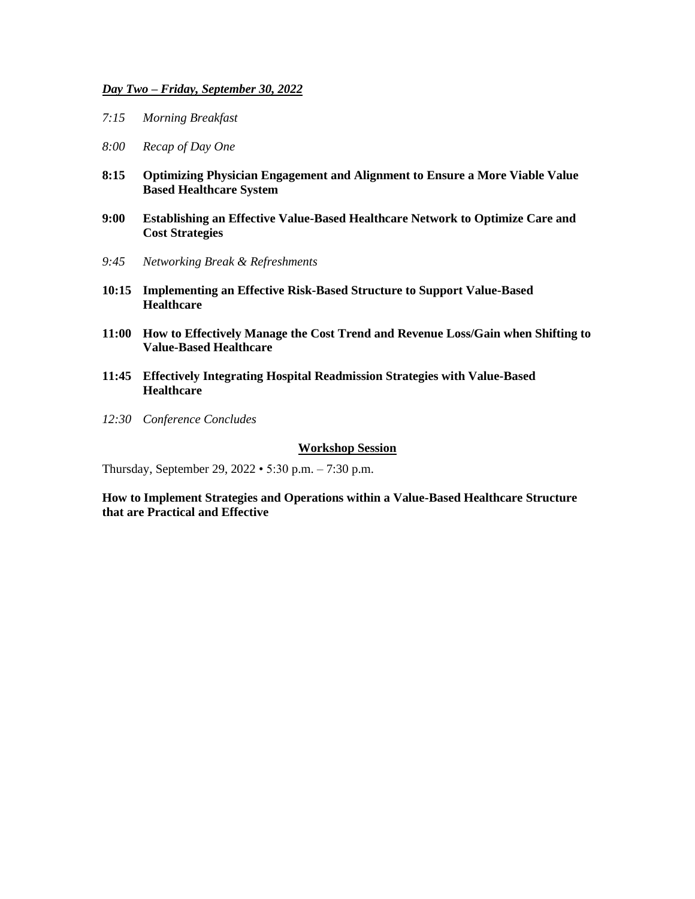***Day Two – Friday, September 30, 2022***

*7:15 Morning Breakfast*

*8:00 Recap of Day One*

**8:15 Optimizing Physician Engagement and Alignment to Ensure a More Viable Value Based Healthcare System**

**9:00 Establishing an Effective Value-Based Healthcare Network to Optimize Care and Cost Strategies**

*9:45 Networking Break & Refreshments*

**10:15 Implementing an Effective Risk-Based Structure to Support Value-Based Healthcare**

**11:00 How to Effectively Manage the Cost Trend and Revenue Loss/Gain when Shifting to Value-Based Healthcare**

**11:45 Effectively Integrating Hospital Readmission Strategies with Value-Based Healthcare**

*12:30 Conference Concludes*

**Workshop Session**

Thursday, September 29, 2022 • 5:30 p.m. – 7:30 p.m.

**How to Implement Strategies and Operations within a Value-Based Healthcare Structure that are Practical and Effective**